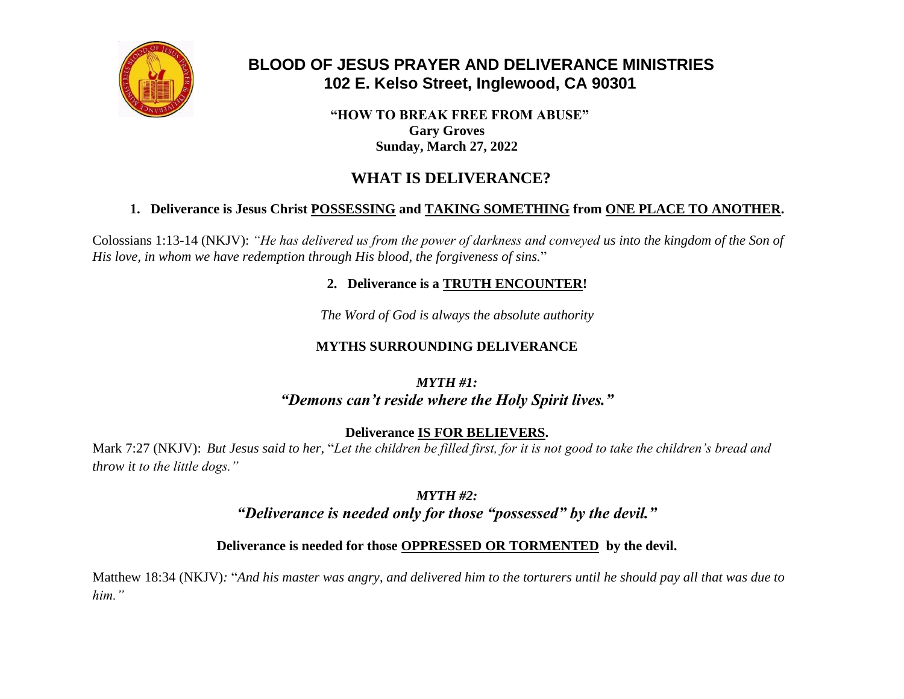# BLOOD OF JESUS PRAYER AND DELIVERANCE MINISTRIES
## 102 E. Kelso Street, Inglewood, CA 90301

**"HOW TO BREAK FREE FROM ABUSE"**
**Gary Groves**
**Sunday, March 27, 2022**

## WHAT IS DELIVERANCE?

1. **Deliverance is Jesus Christ <u>POSSESSING</u> and <u>TAKING SOMETHING</u> from <u>ONE PLACE TO ANOTHER</u>.**

Colossians 1:13-14 (NKJV): *"He has delivered us from the power of darkness and conveyed us into the kingdom of the Son of His love, in whom we have redemption through His blood, the forgiveness of sins.*"

2. **Deliverance is a <u>TRUTH ENCOUNTER</u>!**

*The Word of God is always the absolute authority*

### MYTHS SURROUNDING DELIVERANCE

***MYTH #1:***
***"Demons can't reside where the Holy Spirit lives."***

**Deliverance <u>IS FOR BELIEVERS</u>.**

Mark 7:27 (NKJV): *But Jesus said to her,* "*Let the children be filled first, for it is not good to take the children's bread and throw it to the little dogs."*

***MYTH #2:***
***"Deliverance is needed only for those "possessed" by the devil."***

**Deliverance is needed for those <u>OPPRESSED OR TORMENTED</u> by the devil.**

Matthew 18:34 (NKJV)*:* "*And his master was angry, and delivered him to the torturers until he should pay all that was due to him."*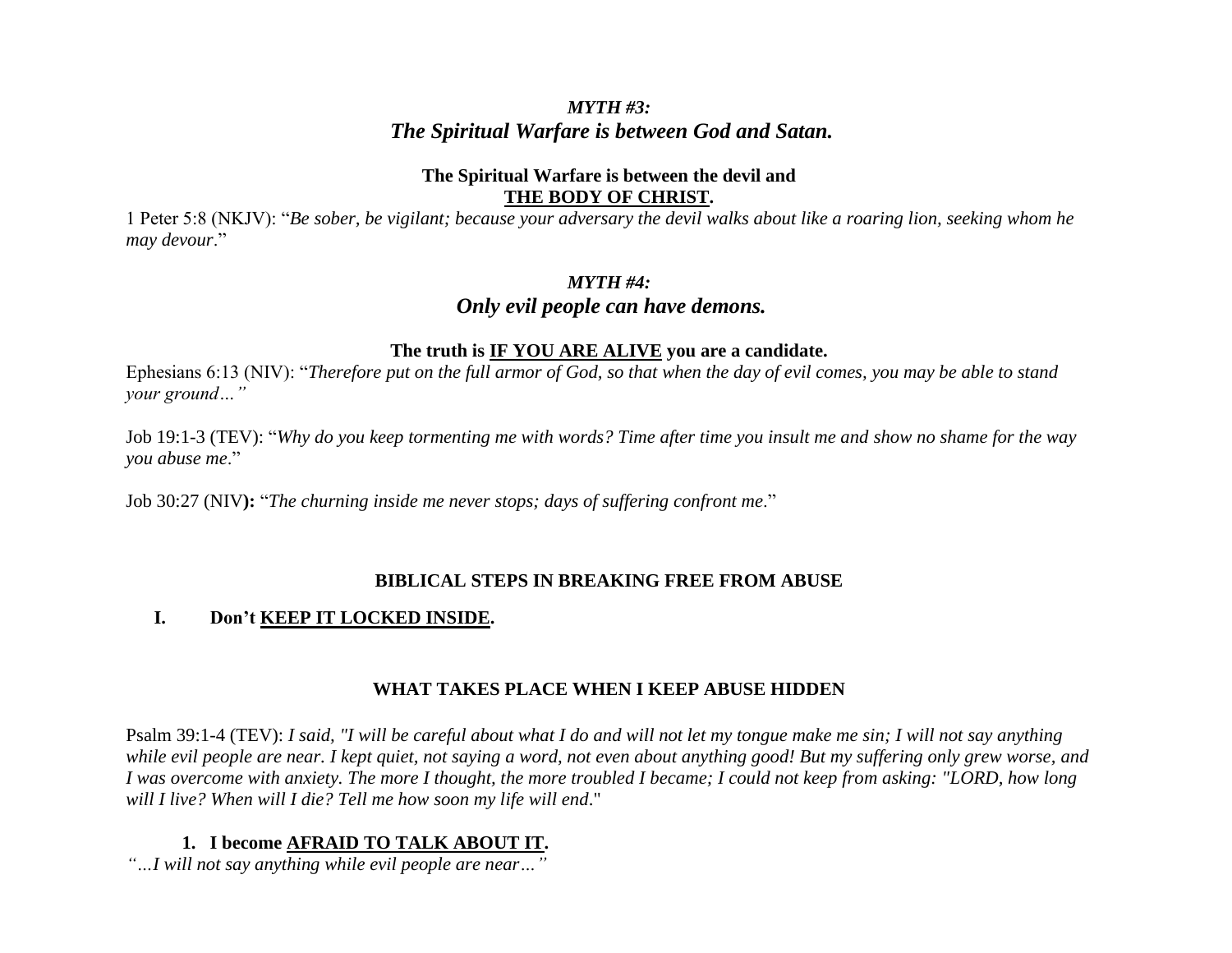***MYTH #3:***
***The Spiritual Warfare is between God and Satan.***

**The Spiritual Warfare is between the devil and**
**<u>THE BODY OF CHRIST</u>.**

1 Peter 5:8 (NKJV): "*Be sober, be vigilant; because your adversary the devil walks about like a roaring lion, seeking whom he may devour*."

***MYTH #4:***
***Only evil people can have demons.***

**The truth is <u>IF YOU ARE ALIVE</u> you are a candidate.**

Ephesians 6:13 (NIV): "*Therefore put on the full armor of God, so that when the day of evil comes, you may be able to stand your ground…"*

Job 19:1-3 (TEV): "*Why do you keep tormenting me with words? Time after time you insult me and show no shame for the way you abuse me*."

Job 30:27 (NIV**):** "*The churning inside me never stops; days of suffering confront me*."

**BIBLICAL STEPS IN BREAKING FREE FROM ABUSE**

**I. Don't <u>KEEP IT LOCKED INSIDE</u>.**

**WHAT TAKES PLACE WHEN I KEEP ABUSE HIDDEN**

Psalm 39:1-4 (TEV): *I said, "I will be careful about what I do and will not let my tongue make me sin; I will not say anything while evil people are near. I kept quiet, not saying a word, not even about anything good! But my suffering only grew worse, and I was overcome with anxiety. The more I thought, the more troubled I became; I could not keep from asking: "LORD, how long will I live? When will I die? Tell me how soon my life will end*."

**1. I become <u>AFRAID TO TALK ABOUT IT</u>.**

*"…I will not say anything while evil people are near…"*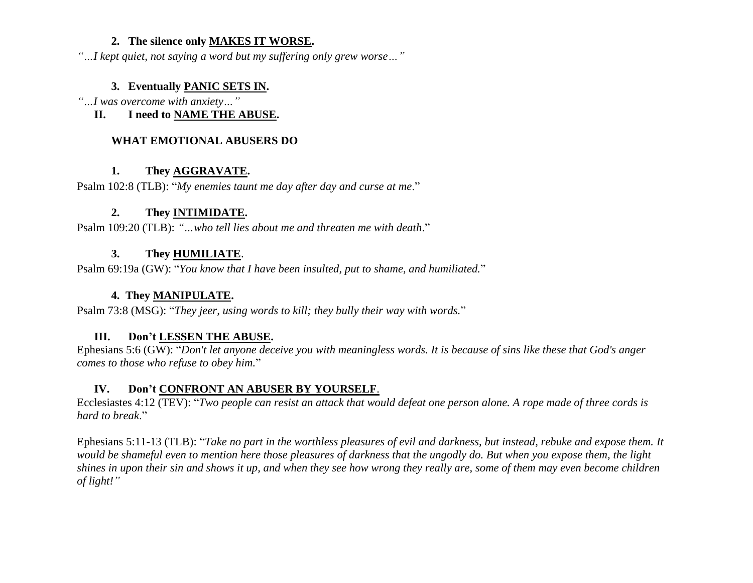**2. The silence only <u>MAKES IT WORSE</u>.**

*"…I kept quiet, not saying a word but my suffering only grew worse…"*

**3. Eventually <u>PANIC SETS IN</u>.**

*"…I was overcome with anxiety…"*

**II. I need to <u>NAME THE ABUSE</u>.**

**WHAT EMOTIONAL ABUSERS DO**

**1. They <u>AGGRAVATE</u>.**

Psalm 102:8 (TLB): "*My enemies taunt me day after day and curse at me*."

**2. They <u>INTIMIDATE</u>.**

Psalm 109:20 (TLB): *"…who tell lies about me and threaten me with death*."

**3. They <u>HUMILIATE</u>.**

Psalm 69:19a (GW): "*You know that I have been insulted, put to shame, and humiliated.*"

**4. They <u>MANIPULATE</u>.**

Psalm 73:8 (MSG): "*They jeer, using words to kill; they bully their way with words.*"

**III. Don't <u>LESSEN THE ABUSE</u>.**

Ephesians 5:6 (GW): "*Don't let anyone deceive you with meaningless words. It is because of sins like these that God's anger comes to those who refuse to obey him.*"

**IV. Don't <u>CONFRONT AN ABUSER BY YOURSELF</u>.**

Ecclesiastes 4:12 (TEV): "*Two people can resist an attack that would defeat one person alone. A rope made of three cords is hard to break*."

Ephesians 5:11-13 (TLB): "*Take no part in the worthless pleasures of evil and darkness, but instead, rebuke and expose them. It would be shameful even to mention here those pleasures of darkness that the ungodly do. But when you expose them, the light shines in upon their sin and shows it up, and when they see how wrong they really are, some of them may even become children of light!"*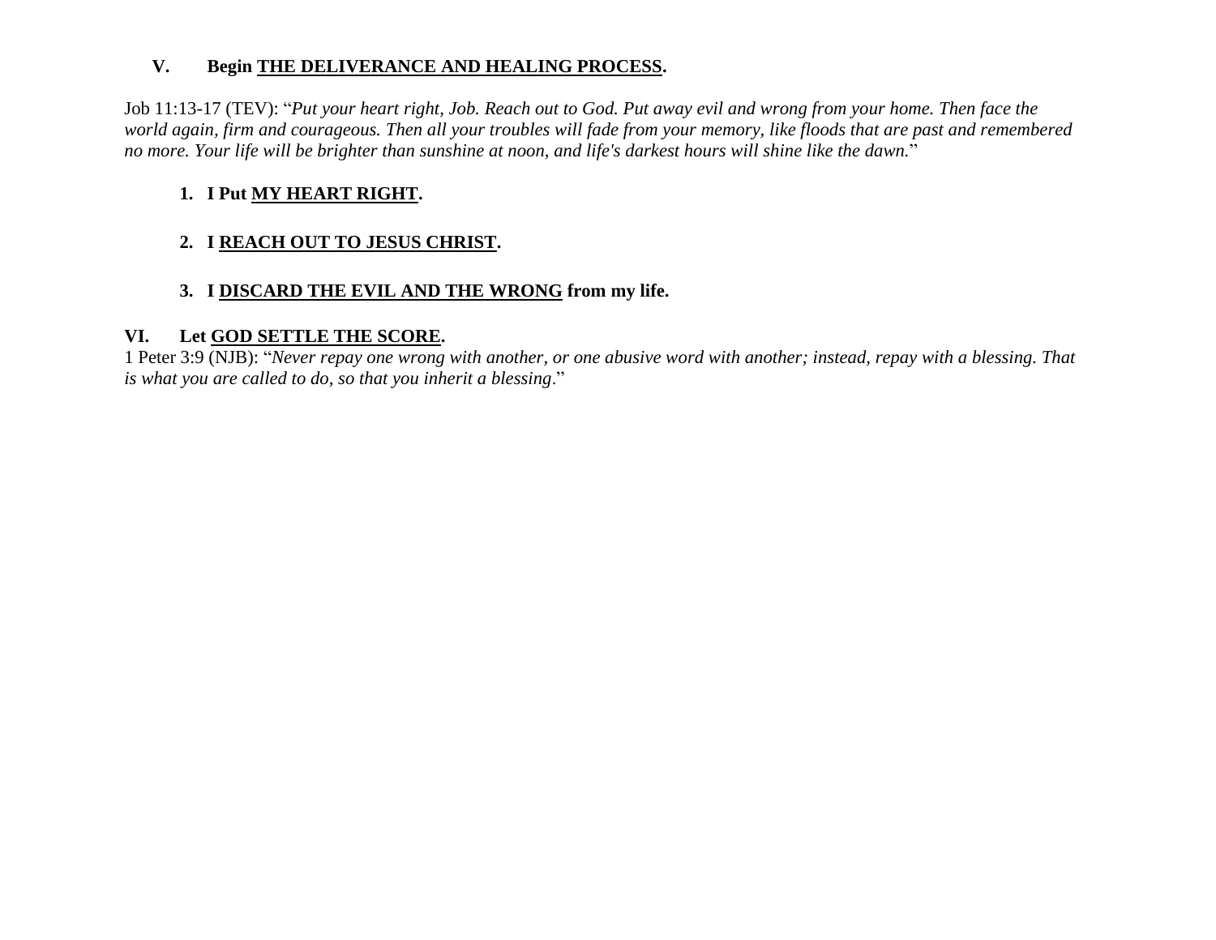**V. Begin <u>THE DELIVERANCE AND HEALING PROCESS</u>.**

Job 11:13-17 (TEV): "*Put your heart right, Job. Reach out to God. Put away evil and wrong from your home. Then face the world again, firm and courageous. Then all your troubles will fade from your memory, like floods that are past and remembered no more. Your life will be brighter than sunshine at noon, and life's darkest hours will shine like the dawn.*"

1. **I Put <u>MY HEART RIGHT</u>.**

2. **I <u>REACH OUT TO JESUS CHRIST</u>.**

3. **I <u>DISCARD THE EVIL AND THE WRONG</u> from my life.**

**VI. Let <u>GOD SETTLE THE SCORE</u>.**

1 Peter 3:9 (NJB): "*Never repay one wrong with another, or one abusive word with another; instead, repay with a blessing. That is what you are called to do, so that you inherit a blessing*."